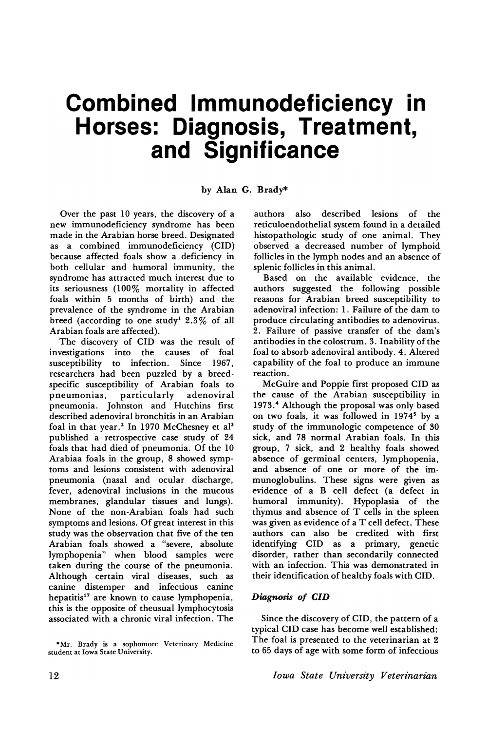# Combined Immunodeficiency in Horses: Diagnosis, Treatment, and Significance

by Alan G. Brady*

Over the past 10 years, the discovery of a new immunodeficiency syndrome has been made in the Arabian horse breed. Designated as a combined immunodeficiency (CID) because affected foals show a deficiency in both cellular and humoral immunity, the syndrome has attracted much interest due to its seriousness (100% mortality in affected foals within 5 months of birth) and the prevalence of the syndrome in the Arabian breed (according to one study[1] 2.3% of all Arabian foals are affected).

The discovery of CID was the result of investigations into the causes of foal susceptibility to infection. Since 1967, researchers had been puzzled by a breed-specific susceptibility of Arabian foals to pneumonias, particularly adenoviral pneumonia. Johnston and Hutchins first described adenoviral bronchitis in an Arabian foal in that year.[2] In 1970 McChesney et al[3] published a retrospective case study of 24 foals that had died of pneumonia. Of the 10 Arabiaa foals in the group, 8 showed symptoms and lesions consistent with adenoviral pneumonia (nasal and ocular discharge, fever, adenoviral inclusions in the mucous membranes, glandular tissues and lungs). None of the non-Arabian foals had such symptoms and lesions. Of great interest in this study was the observation that five of the ten Arabian foals showed a "severe, absolute lymphopenia" when blood samples were taken during the course of the pneumonia. Although certain viral diseases, such as canine distemper and infectious canine hepatitis[17] are known to cause lymphopenia, this is the opposite of theusual lymphocytosis associated with a chronic viral infection. The authors also described lesions of the reticuloendothelial system found in a detailed histopathologic study of one animal. They observed a decreased number of lymphoid follicles in the lymph nodes and an absence of splenic follicles in this animal.

Based on the available evidence, the authors suggested the following possible reasons for Arabian breed susceptibility to adenoviral infection: 1. Failure of the dam to produce circulating antibodies to adenovirus. 2. Failure of passive transfer of the dam's antibodies in the colostrum. 3. Inability of the foal to absorb adenoviral antibody. 4. Altered capability of the foal to produce an immune reaction.

McGuire and Poppie first proposed CID as the cause of the Arabian susceptibility in 1973.[4] Although the proposal was only based on two foals, it was followed in 1974[5] by a study of the immunologic competence of 30 sick, and 78 normal Arabian foals. In this group, 7 sick, and 2 healthy foals showed absence of germinal centers, lymphopenia, and absence of one or more of the immunoglobulins. These signs were given as evidence of a B cell defect (a defect in humoral immunity). Hypoplasia of the thymus and absence of T cells in the spleen was given as evidence of a T cell defect. These authors can also be credited with first identifying CID as a primary, genetic disorder, rather than secondarily connected with an infection. This was demonstrated in their identification of healthy foals with CID.

### *Diagnosis of CID*

Since the discovery of CID, the pattern of a typical CID case has become well established: The foal is presented to the veterinarian at 2 to 65 days of age with some form of infectious

*Mr. Brady is a sophomore Veterinary Medicine student at Iowa State University.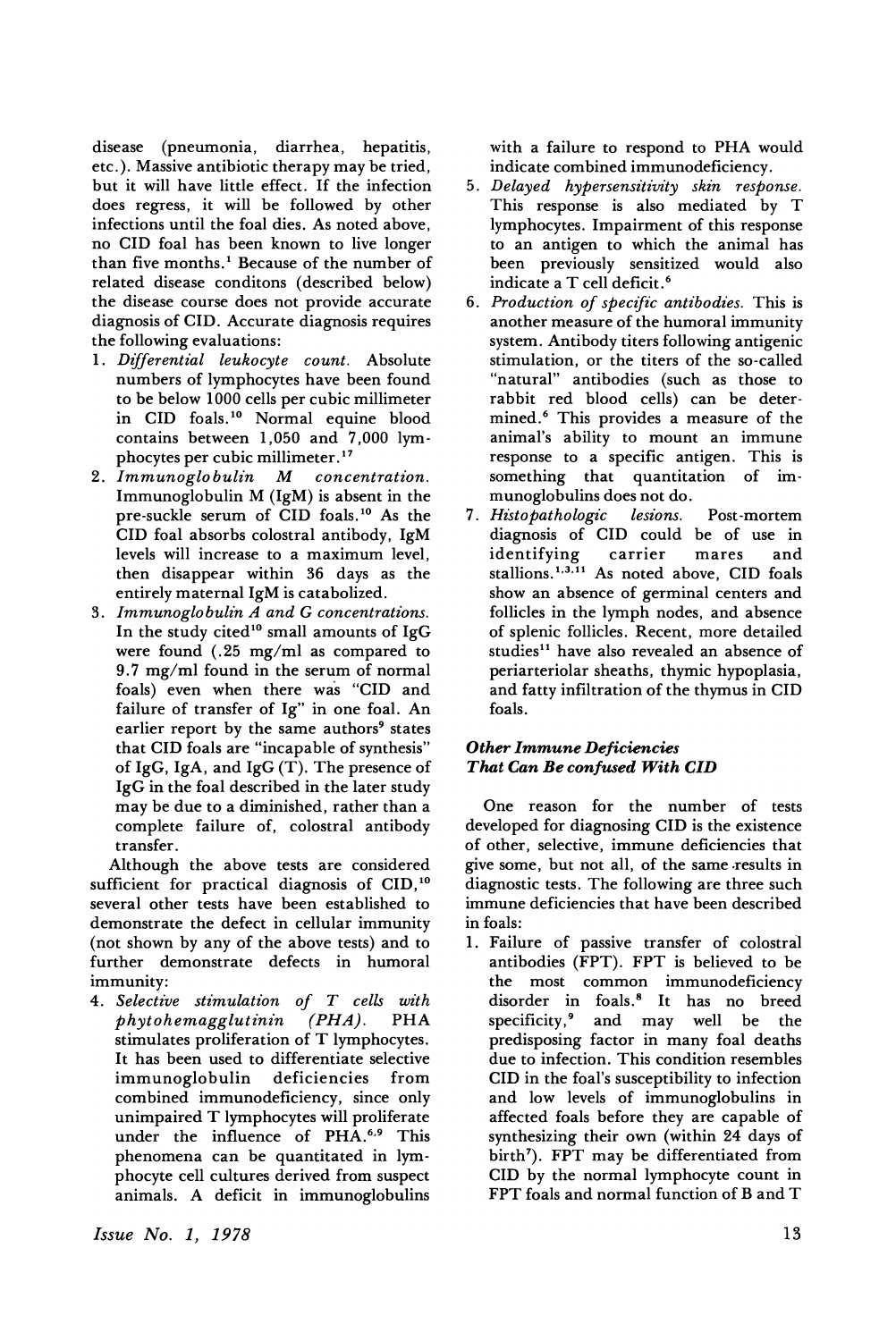disease (pneumonia, diarrhea, hepatitis, etc.). Massive antibiotic therapy may be tried, but it will have little effect. If the infection does regress, it will be followed by other infections until the foal dies. As noted above, no CID foal has been known to live longer than five months.[1] Because of the number of related disease conditons (described below) the disease course does not provide accurate diagnosis of CID. Accurate diagnosis requires the following evaluations:

1. *Differential leukocyte count.* Absolute numbers of lymphocytes have been found to be below 1000 cells per cubic millimeter in CID foals.[10] Normal equine blood contains between 1,050 and 7,000 lymphocytes per cubic millimeter.[17]
2. *Immunoglobulin M concentration.* Immunoglobulin M (IgM) is absent in the pre-suckle serum of CID foals.[10] As the CID foal absorbs colostral antibody, IgM levels will increase to a maximum level, then disappear within 36 days as the entirely maternal IgM is catabolized.
3. *Immunoglobulin A and G concentrations.* In the study cited[10] small amounts of IgG were found (.25 mg/ml as compared to 9.7 mg/ml found in the serum of normal foals) even when there was "CID and failure of transfer of Ig" in one foal. An earlier report by the same authors[9] states that CID foals are "incapable of synthesis" of IgG, IgA, and IgG (T). The presence of IgG in the foal described in the later study may be due to a diminished, rather than a complete failure of, colostral antibody transfer.

Although the above tests are considered sufficient for practical diagnosis of CID,[10] several other tests have been established to demonstrate the defect in cellular immunity (not shown by any of the above tests) and to further demonstrate defects in humoral immunity:

4. *Selective stimulation of T cells with phytohemagglutinin (PHA).* PHA stimulates proliferation of T lymphocytes. It has been used to differentiate selective immunoglobulin deficiencies from combined immunodeficiency, since only unimpaired T lymphocytes will proliferate under the influence of PHA.[6,9] This phenomena can be quantitated in lymphocyte cell cultures derived from suspect animals. A deficit in immunoglobulins with a failure to respond to PHA would indicate combined immunodeficiency.
5. *Delayed hypersensitivity skin response.* This response is also mediated by T lymphocytes. Impairment of this response to an antigen to which the animal has been previously sensitized would also indicate a T cell deficit.[6]
6. *Production of specific antibodies.* This is another measure of the humoral immunity system. Antibody titers following antigenic stimulation, or the titers of the so-called "natural" antibodies (such as those to rabbit red blood cells) can be determined.[6] This provides a measure of the animal's ability to mount an immune response to a specific antigen. This is something that quantitation of immunoglobulins does not do.
7. *Histopathologic lesions.* Post-mortem diagnosis of CID could be of use in identifying carrier mares and stallions.[1,3,11] As noted above, CID foals show an absence of germinal centers and follicles in the lymph nodes, and absence of splenic follicles. Recent, more detailed studies[11] have also revealed an absence of periarteriolar sheaths, thymic hypoplasia, and fatty infiltration of the thymus in CID foals.

### *Other Immune Deficiencies That Can Be confused With CID*

One reason for the number of tests developed for diagnosing CID is the existence of other, selective, immune deficiencies that give some, but not all, of the same results in diagnostic tests. The following are three such immune deficiencies that have been described in foals:

1. Failure of passive transfer of colostral antibodies (FPT). FPT is believed to be the most common immunodeficiency disorder in foals.[8] It has no breed specificity,[9] and may well be the predisposing factor in many foal deaths due to infection. This condition resembles CID in the foal's susceptibility to infection and low levels of immunoglobulins in affected foals before they are capable of synthesizing their own (within 24 days of birth[7]). FPT may be differentiated from CID by the normal lymphocyte count in FPT foals and normal function of B and T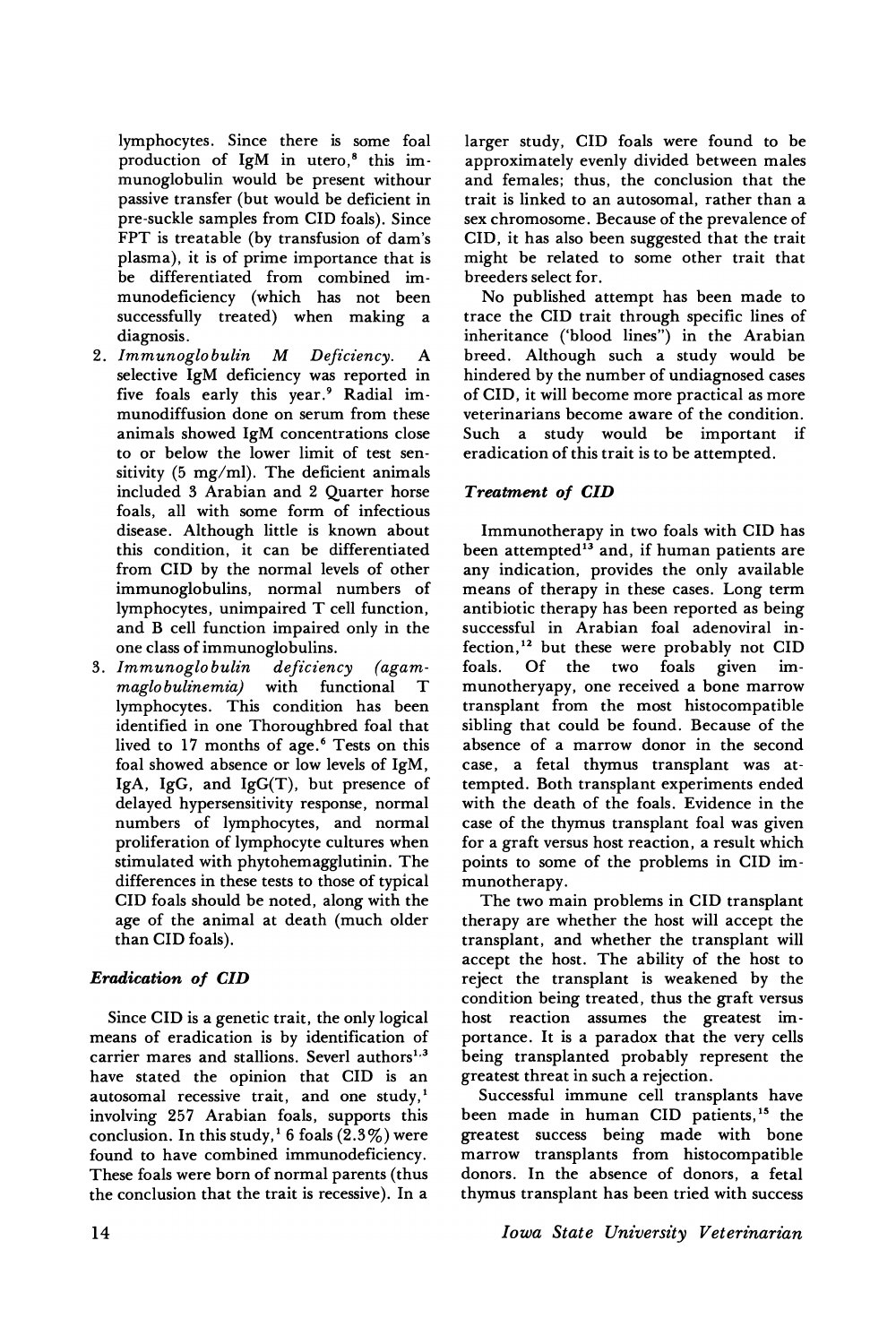lymphocytes. Since there is some foal production of IgM in utero,[8] this immunoglobulin would be present withour passive transfer (but would be deficient in pre-suckle samples from CID foals). Since FPT is treatable (by transfusion of dam's plasma), it is of prime importance that is be differentiated from combined immunodeficiency (which has not been successfully treated) when making a diagnosis.

2. *Immunoglobulin M Deficiency.* A selective IgM deficiency was reported in five foals early this year.[9] Radial immunodiffusion done on serum from these animals showed IgM concentrations close to or below the lower limit of test sensitivity (5 mg/ml). The deficient animals included 3 Arabian and 2 Quarter horse foals, all with some form of infectious disease. Although little is known about this condition, it can be differentiated from CID by the normal levels of other immunoglobulins, normal numbers of lymphocytes, unimpaired T cell function, and B cell function impaired only in the one class of immunoglobulins.
3. *Immunoglobulin deficiency (agammaglobulinemia)* with functional T lymphocytes. This condition has been identified in one Thoroughbred foal that lived to 17 months of age.[6] Tests on this foal showed absence or low levels of IgM, IgA, IgG, and IgG(T), but presence of delayed hypersensitivity response, normal numbers of lymphocytes, and normal proliferation of lymphocyte cultures when stimulated with phytohemagglutinin. The differences in these tests to those of typical CID foals should be noted, along with the age of the animal at death (much older than CID foals).

### *Eradication of CID*

Since CID is a genetic trait, the only logical means of eradication is by identification of carrier mares and stallions. Severl authors[1,3] have stated the opinion that CID is an autosomal recessive trait, and one study,[1] involving 257 Arabian foals, supports this conclusion. In this study,[1] 6 foals (2.3%) were found to have combined immunodeficiency. These foals were born of normal parents (thus the conclusion that the trait is recessive). In a larger study, CID foals were found to be approximately evenly divided between males and females; thus, the conclusion that the trait is linked to an autosomal, rather than a sex chromosome. Because of the prevalence of CID, it has also been suggested that the trait might be related to some other trait that breeders select for.

No published attempt has been made to trace the CID trait through specific lines of inheritance ('blood lines") in the Arabian breed. Although such a study would be hindered by the number of undiagnosed cases of CID, it will become more practical as more veterinarians become aware of the condition. Such a study would be important if eradication of this trait is to be attempted.

### *Treatment of CID*

Immunotherapy in two foals with CID has been attempted[13] and, if human patients are any indication, provides the only available means of therapy in these cases. Long term antibiotic therapy has been reported as being successful in Arabian foal adenoviral infection,[12] but these were probably not CID foals. Of the two foals given immunotheryapy, one received a bone marrow transplant from the most histocompatible sibling that could be found. Because of the absence of a marrow donor in the second case, a fetal thymus transplant was attempted. Both transplant experiments ended with the death of the foals. Evidence in the case of the thymus transplant foal was given for a graft versus host reaction, a result which points to some of the problems in CID immunotherapy.

The two main problems in CID transplant therapy are whether the host will accept the transplant, and whether the transplant will accept the host. The ability of the host to reject the transplant is weakened by the condition being treated, thus the graft versus host reaction assumes the greatest importance. It is a paradox that the very cells being transplanted probably represent the greatest threat in such a rejection.

Successful immune cell transplants have been made in human CID patients,[15] the greatest success being made with bone marrow transplants from histocompatible donors. In the absence of donors, a fetal thymus transplant has been tried with success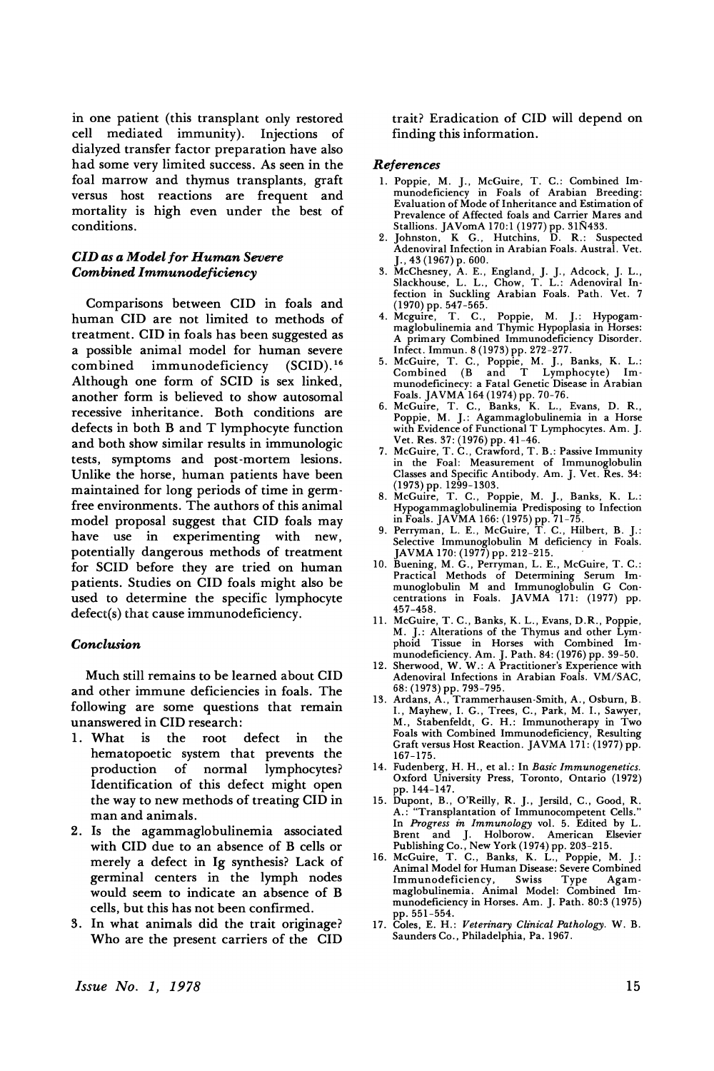in one patient (this transplant only restored cell mediated immunity). Injections of dialyzed transfer factor preparation have also had some very limited success. As seen in the foal marrow and thymus transplants, graft versus host reactions are frequent and mortality is high even under the best of conditions.

### *CID as a Model for Human Severe Combined Immunodeficiency*

Comparisons between CID in foals and human CID are not limited to methods of treatment. CID in foals has been suggested as a possible animal model for human severe combined immunodeficiency (SCID).[16] Although one form of SCID is sex linked, another form is believed to show autosomal recessive inheritance. Both conditions are defects in both B and T lymphocyte function and both show similar results in immunologic tests, symptoms and post-mortem lesions. Unlike the horse, human patients have been maintained for long periods of time in germ-free environments. The authors of this animal model proposal suggest that CID foals may have use in experimenting with new, potentially dangerous methods of treatment for SCID before they are tried on human patients. Studies on CID foals might also be used to determine the specific lymphocyte defect(s) that cause immunodeficiency.

### *Conclusion*

Much still remains to be learned about CID and other immune deficiencies in foals. The following are some questions that remain unanswered in CID research:

1. What is the root defect in the hematopoetic system that prevents the production of normal lymphocytes? Identification of this defect might open the way to new methods of treating CID in man and animals.
2. Is the agammaglobulinemia associated with CID due to an absence of B cells or merely a defect in Ig synthesis? Lack of germinal centers in the lymph nodes would seem to indicate an absence of B cells, but this has not been confirmed.
3. In what animals did the trait originage? Who are the present carriers of the CID trait? Eradication of CID will depend on finding this information.

### *References*

1. Poppie, M. J., McGuire, T. C.: Combined Immunodeficiency in Foals of Arabian Breeding: Evaluation of Mode of Inheritance and Estimation of Prevalence of Affected foals and Carrier Mares and Stallions. JAVomA 170:1 (1977) pp. 31Ñ433.
2. Johnston, K G., Hutchins, D. R.: Suspected Adenoviral Infection in Arabian Foals. Austral. Vet. J., 43 (1967) p. 600.
3. McChesney, A. E., England, J. J., Adcock, J. L., Slackhouse, L. L., Chow, T. L.: Adenoviral Infection in Suckling Arabian Foals. Path. Vet. 7 (1970) pp. 547-565.
4. Mcguire, T. C., Poppie, M. J.: Hypogammaglobulinemia and Thymic Hypoplasia in Horses: A primary Combined Immunodeficiency Disorder. Infect. Immun. 8 (1973) pp. 272-277.
5. McGuire, T. C., Poppie, M. J., Banks, K. L.: Combined (B and T Lymphocyte) Immunodeficinecy: a Fatal Genetic Disease in Arabian Foals. JAVMA 164 (1974) pp. 70-76.
6. McGuire, T. C., Banks, K. L., Evans, D. R., Poppie, M. J.: Agammaglobulinemia in a Horse with Evidence of Functional T Lymphocytes. Am. J. Vet. Res. 37: (1976) pp. 41-46.
7. McGuire, T. C., Crawford, T. B.: Passive Immunity in the Foal: Measurement of Immunoglobulin Classes and Specific Antibody. Am. J. Vet. Res. 34: (1973) pp. 1299-1303.
8. McGuire, T. C., Poppie, M. J., Banks, K. L.: Hypogammaglobulinemia Predisposing to Infection in Foals. JAVMA 166: (1975) pp. 71-75.
9. Perryman, L. E., McGuire, T. C., Hilbert, B. J.: Selective Immunoglobulin M deficiency in Foals. JAVMA 170: (1977) pp. 212-215.
10. Buening, M. G., Perryman, L. E., McGuire, T. C.: Practical Methods of Determining Serum Immunoglobulin M and Immunoglobulin G Concentrations in Foals. JAVMA 171: (1977) pp. 457-458.
11. McGuire, T. C., Banks, K. L., Evans, D.R., Poppie, M. J.: Alterations of the Thymus and other Lymphoid Tissue in Horses with Combined Immunodeficiency. Am. J. Path. 84: (1976) pp. 39-50.
12. Sherwood, W. W.: A Practitioner's Experience with Adenoviral Infections in Arabian Foals. VM/SAC, 68: (1973) pp. 793-795.
13. Ardans, A., Trammerhausen-Smith, A., Osburn, B. I., Mayhew, I. G., Trees, C., Park, M. I., Sawyer, M., Stabenfeldt, G. H.: Immunotherapy in Two Foals with Combined Immunodeficiency, Resulting Graft versus Host Reaction. JAVMA 171: (1977) pp. 167-175.
14. Fudenberg, H. H., et al.: In *Basic Immunogenetics.* Oxford University Press, Toronto, Ontario (1972) pp. 144-147.
15. Dupont, B., O'Reilly, R. J., Jersild, C., Good, R. A.: "Transplantation of Immunocompetent Cells." In *Progress in Immunology* vol. 5. Edited by L. Brent and J. Holborow. American Elsevier Publishing Co., New York (1974) pp. 203-215.
16. McGuire, T. C., Banks, K. L., Poppie, M. J.: Animal Model for Human Disease: Severe Combined Immunodeficiency, Swiss Type Agammaglobulinemia. Animal Model: Combined Immunodeficiency in Horses. Am. J. Path. 80:3 (1975) pp. 551-554.
17. Coles, E. H.: *Veterinary Clinical Pathology.* W. B. Saunders Co., Philadelphia, Pa. 1967.